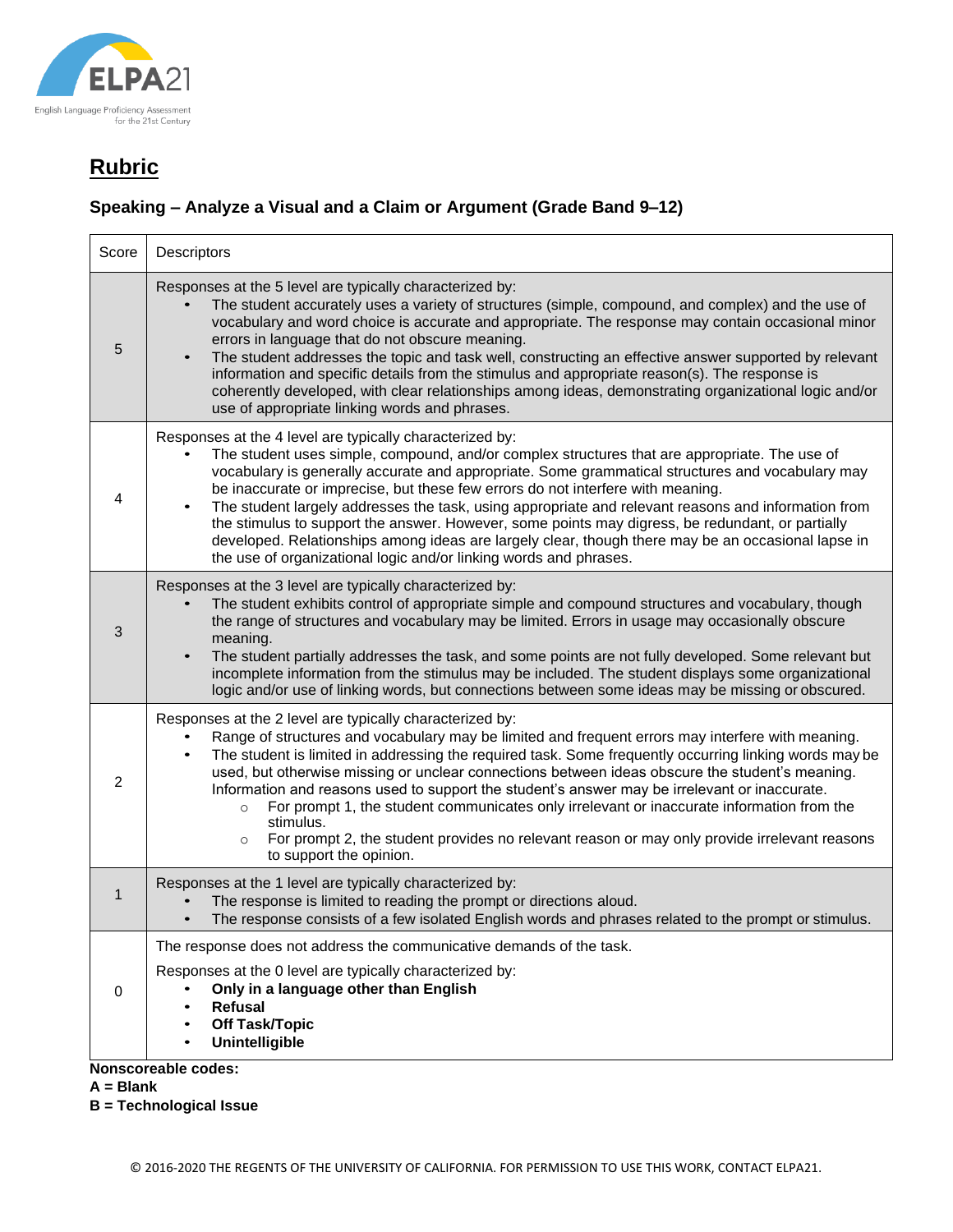# Rubric

## Speaking – Analyze a Visual and a Claim or Argument (Grade Band 9–12)

| Score | Descriptors |
|---|---|
| 5 | Responses at the 5 level are typically characterized by:<br>• The student accurately uses a variety of structures (simple, compound, and complex) and the use of vocabulary and word choice is accurate and appropriate. The response may contain occasional minor errors in language that do not obscure meaning.<br>• The student addresses the topic and task well, constructing an effective answer supported by relevant information and specific details from the stimulus and appropriate reason(s). The response is coherently developed, with clear relationships among ideas, demonstrating organizational logic and/or use of appropriate linking words and phrases. |
| 4 | Responses at the 4 level are typically characterized by:<br>• The student uses simple, compound, and/or complex structures that are appropriate. The use of vocabulary is generally accurate and appropriate. Some grammatical structures and vocabulary may be inaccurate or imprecise, but these few errors do not interfere with meaning.<br>• The student largely addresses the task, using appropriate and relevant reasons and information from the stimulus to support the answer. However, some points may digress, be redundant, or partially developed. Relationships among ideas are largely clear, though there may be an occasional lapse in the use of organizational logic and/or linking words and phrases. |
| 3 | Responses at the 3 level are typically characterized by:<br>• The student exhibits control of appropriate simple and compound structures and vocabulary, though the range of structures and vocabulary may be limited. Errors in usage may occasionally obscure meaning.<br>• The student partially addresses the task, and some points are not fully developed. Some relevant but incomplete information from the stimulus may be included. The student displays some organizational logic and/or use of linking words, but connections between some ideas may be missing or obscured. |
| 2 | Responses at the 2 level are typically characterized by:<br>• Range of structures and vocabulary may be limited and frequent errors may interfere with meaning.<br>• The student is limited in addressing the required task. Some frequently occurring linking words may be used, but otherwise missing or unclear connections between ideas obscure the student's meaning. Information and reasons used to support the student's answer may be irrelevant or inaccurate.<br>&nbsp;&nbsp;&nbsp;&nbsp;○ For prompt 1, the student communicates only irrelevant or inaccurate information from the stimulus.<br>&nbsp;&nbsp;&nbsp;&nbsp;○ For prompt 2, the student provides no relevant reason or may only provide irrelevant reasons to support the opinion. |
| 1 | Responses at the 1 level are typically characterized by:<br>• The response is limited to reading the prompt or directions aloud.<br>• The response consists of a few isolated English words and phrases related to the prompt or stimulus. |
| 0 | The response does not address the communicative demands of the task.<br>Responses at the 0 level are typically characterized by:<br>• **Only in a language other than English**<br>• **Refusal**<br>• **Off Task/Topic**<br>• **Unintelligible** |

**Nonscoreable codes:**
**A = Blank**
**B = Technological Issue**

© 2016-2020 THE REGENTS OF THE UNIVERSITY OF CALIFORNIA. FOR PERMISSION TO USE THIS WORK, CONTACT ELPA21.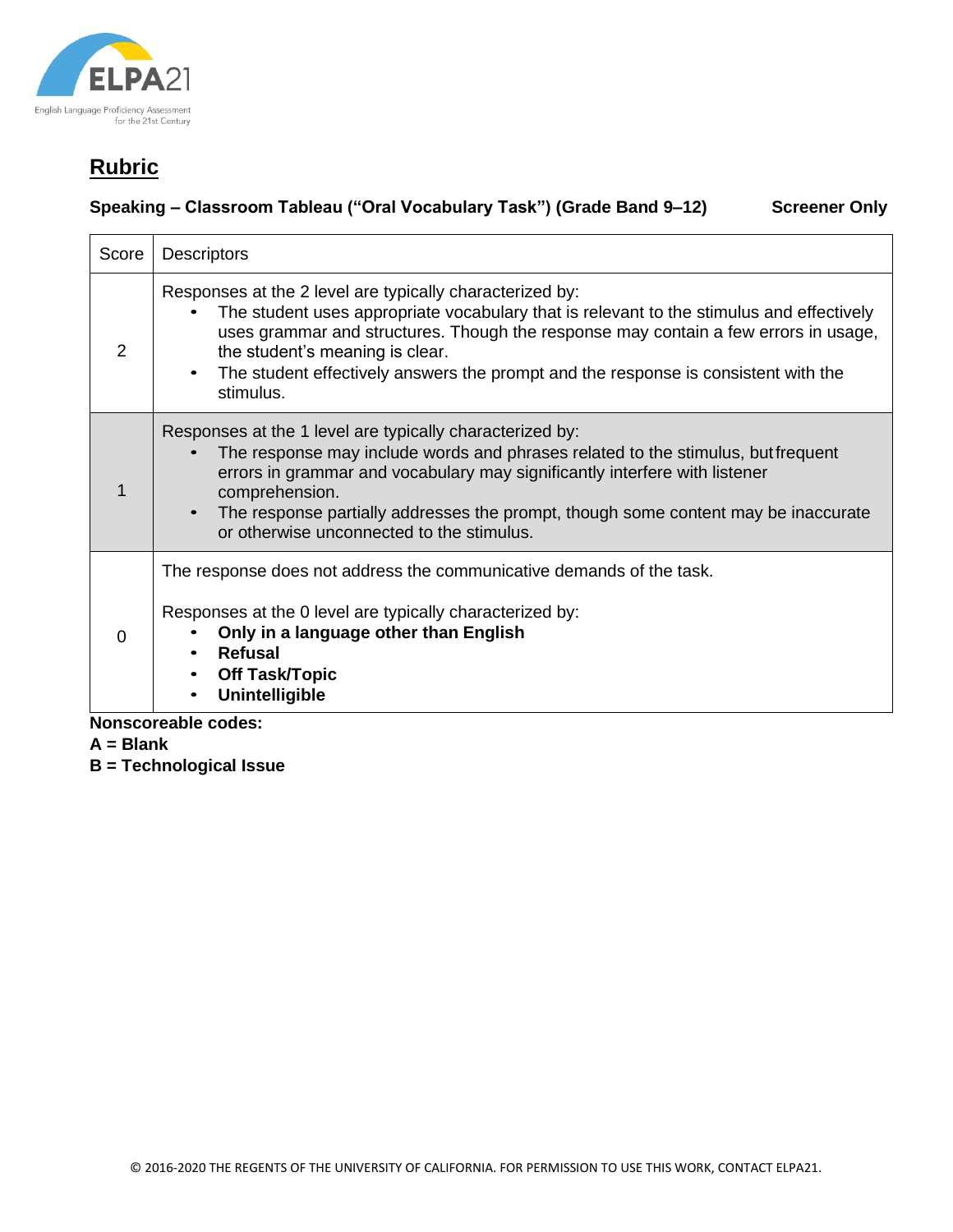## Rubric

**Speaking – Classroom Tableau ("Oral Vocabulary Task") (Grade Band 9–12)** **Screener Only**

| Score | Descriptors |
|---|---|
| 2 | Responses at the 2 level are typically characterized by:<br>• The student uses appropriate vocabulary that is relevant to the stimulus and effectively uses grammar and structures. Though the response may contain a few errors in usage, the student's meaning is clear.<br>• The student effectively answers the prompt and the response is consistent with the stimulus. |
| 1 | Responses at the 1 level are typically characterized by:<br>• The response may include words and phrases related to the stimulus, but frequent errors in grammar and vocabulary may significantly interfere with listener comprehension.<br>• The response partially addresses the prompt, though some content may be inaccurate or otherwise unconnected to the stimulus. |
| 0 | The response does not address the communicative demands of the task.<br><br>Responses at the 0 level are typically characterized by:<br>• **Only in a language other than English**<br>• **Refusal**<br>• **Off Task/Topic**<br>• **Unintelligible** |

**Nonscoreable codes:**
**A = Blank**
**B = Technological Issue**

© 2016-2020 THE REGENTS OF THE UNIVERSITY OF CALIFORNIA. FOR PERMISSION TO USE THIS WORK, CONTACT ELPA21.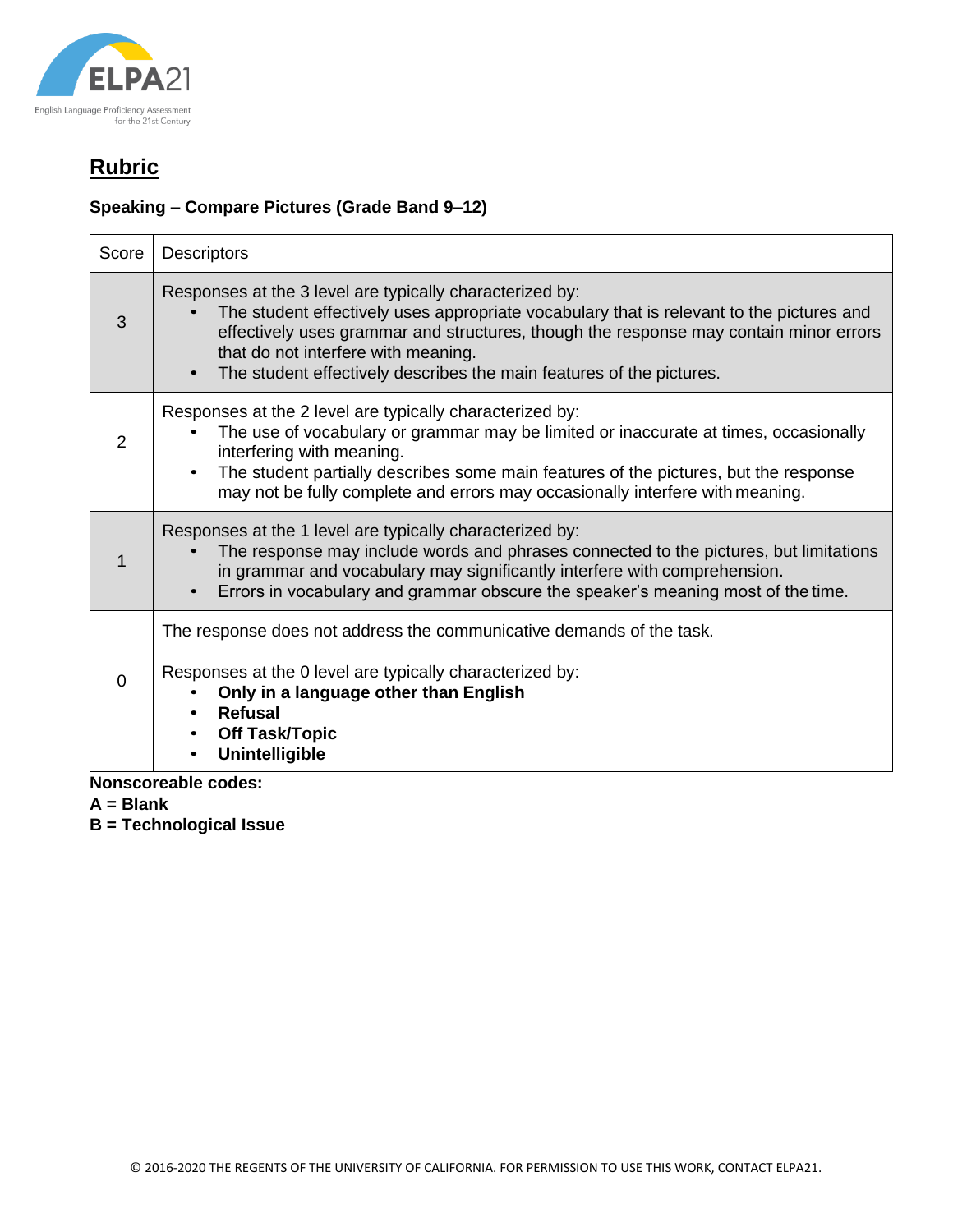## Rubric

**Speaking – Compare Pictures (Grade Band 9–12)**

| Score | Descriptors |
|---|---|
| 3 | Responses at the 3 level are typically characterized by:<br>• The student effectively uses appropriate vocabulary that is relevant to the pictures and effectively uses grammar and structures, though the response may contain minor errors that do not interfere with meaning.<br>• The student effectively describes the main features of the pictures. |
| 2 | Responses at the 2 level are typically characterized by:<br>• The use of vocabulary or grammar may be limited or inaccurate at times, occasionally interfering with meaning.<br>• The student partially describes some main features of the pictures, but the response may not be fully complete and errors may occasionally interfere with meaning. |
| 1 | Responses at the 1 level are typically characterized by:<br>• The response may include words and phrases connected to the pictures, but limitations in grammar and vocabulary may significantly interfere with comprehension.<br>• Errors in vocabulary and grammar obscure the speaker's meaning most of the time. |
| 0 | The response does not address the communicative demands of the task.<br><br>Responses at the 0 level are typically characterized by:<br>• **Only in a language other than English**<br>• **Refusal**<br>• **Off Task/Topic**<br>• **Unintelligible** |

**Nonscoreable codes:**
**A = Blank**
**B = Technological Issue**

© 2016-2020 THE REGENTS OF THE UNIVERSITY OF CALIFORNIA. FOR PERMISSION TO USE THIS WORK, CONTACT ELPA21.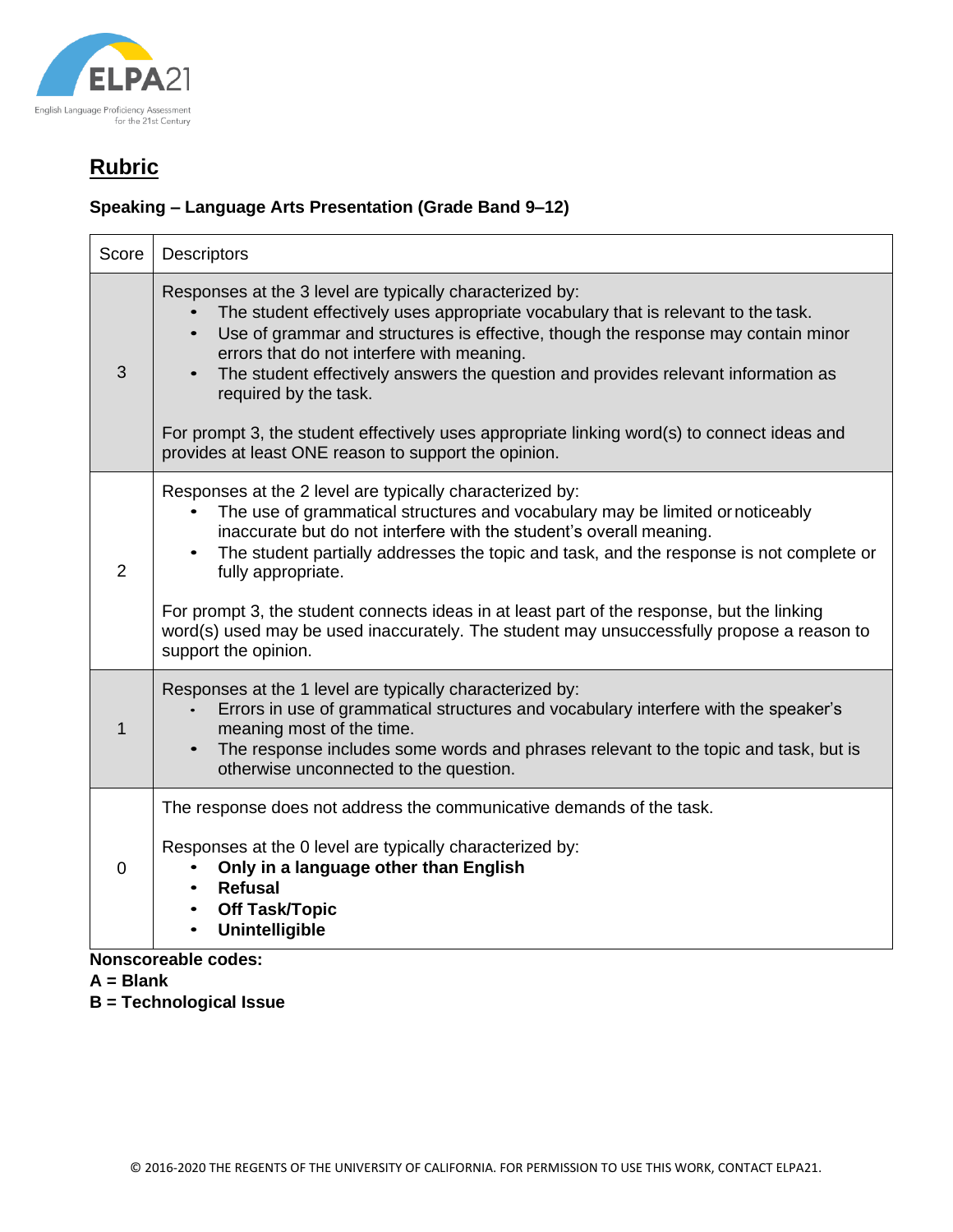## Rubric

**Speaking – Language Arts Presentation (Grade Band 9–12)**

| Score | Descriptors |
|---|---|
| 3 | Responses at the 3 level are typically characterized by:<br>• The student effectively uses appropriate vocabulary that is relevant to the task.<br>• Use of grammar and structures is effective, though the response may contain minor errors that do not interfere with meaning.<br>• The student effectively answers the question and provides relevant information as required by the task.<br><br>For prompt 3, the student effectively uses appropriate linking word(s) to connect ideas and provides at least ONE reason to support the opinion. |
| 2 | Responses at the 2 level are typically characterized by:<br>• The use of grammatical structures and vocabulary may be limited or noticeably inaccurate but do not interfere with the student's overall meaning.<br>• The student partially addresses the topic and task, and the response is not complete or fully appropriate.<br><br>For prompt 3, the student connects ideas in at least part of the response, but the linking word(s) used may be used inaccurately. The student may unsuccessfully propose a reason to support the opinion. |
| 1 | Responses at the 1 level are typically characterized by:<br>• Errors in use of grammatical structures and vocabulary interfere with the speaker's meaning most of the time.<br>• The response includes some words and phrases relevant to the topic and task, but is otherwise unconnected to the question. |
| 0 | The response does not address the communicative demands of the task.<br><br>Responses at the 0 level are typically characterized by:<br>• **Only in a language other than English**<br>• **Refusal**<br>• **Off Task/Topic**<br>• **Unintelligible** |

**Nonscoreable codes:**
**A = Blank**
**B = Technological Issue**

© 2016-2020 THE REGENTS OF THE UNIVERSITY OF CALIFORNIA. FOR PERMISSION TO USE THIS WORK, CONTACT ELPA21.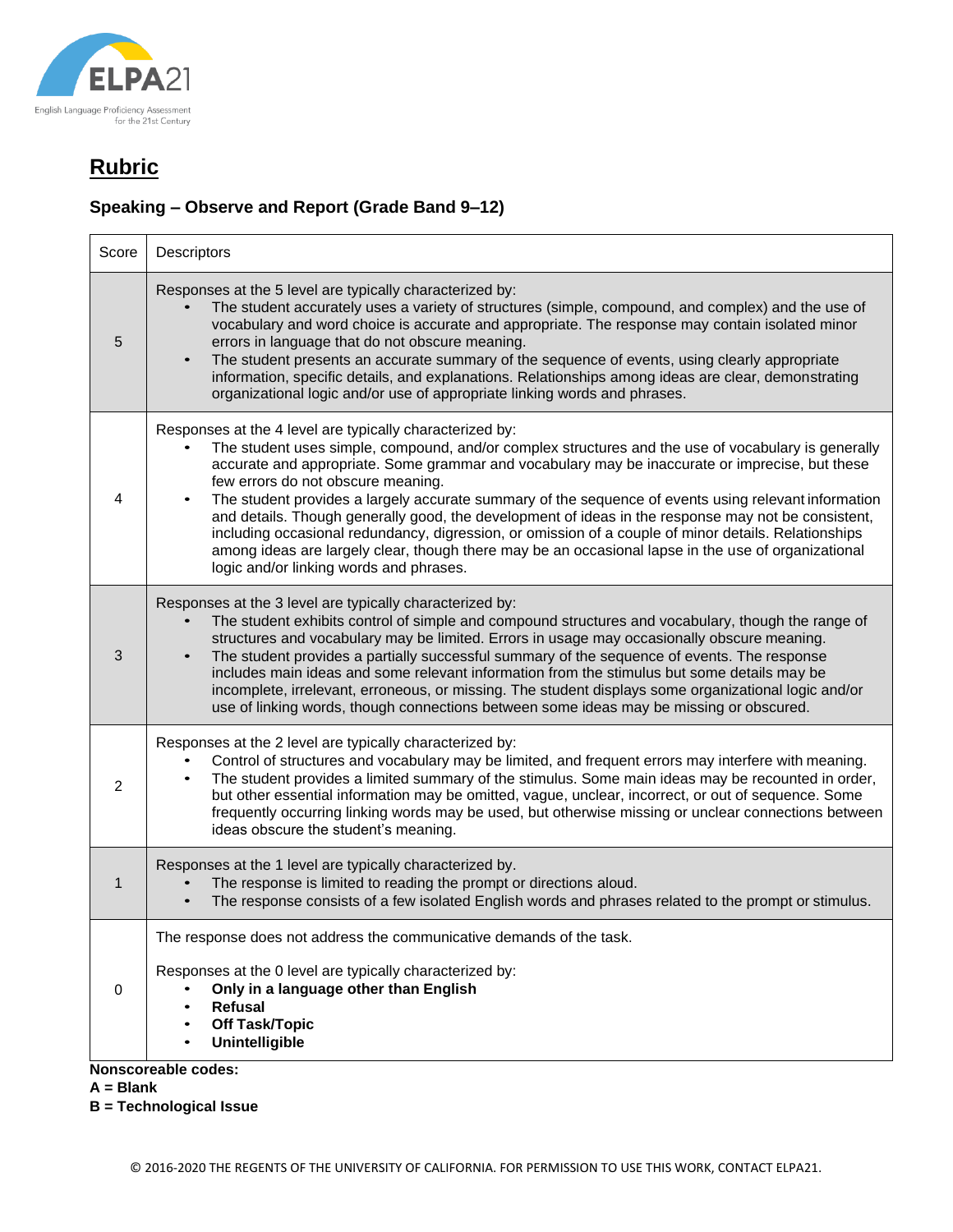## Rubric

### Speaking – Observe and Report (Grade Band 9–12)

| Score | Descriptors |
|---|---|
| 5 | Responses at the 5 level are typically characterized by:<br>• The student accurately uses a variety of structures (simple, compound, and complex) and the use of vocabulary and word choice is accurate and appropriate. The response may contain isolated minor errors in language that do not obscure meaning.<br>• The student presents an accurate summary of the sequence of events, using clearly appropriate information, specific details, and explanations. Relationships among ideas are clear, demonstrating organizational logic and/or use of appropriate linking words and phrases. |
| 4 | Responses at the 4 level are typically characterized by:<br>• The student uses simple, compound, and/or complex structures and the use of vocabulary is generally accurate and appropriate. Some grammar and vocabulary may be inaccurate or imprecise, but these few errors do not obscure meaning.<br>• The student provides a largely accurate summary of the sequence of events using relevant information and details. Though generally good, the development of ideas in the response may not be consistent, including occasional redundancy, digression, or omission of a couple of minor details. Relationships among ideas are largely clear, though there may be an occasional lapse in the use of organizational logic and/or linking words and phrases. |
| 3 | Responses at the 3 level are typically characterized by:<br>• The student exhibits control of simple and compound structures and vocabulary, though the range of structures and vocabulary may be limited. Errors in usage may occasionally obscure meaning.<br>• The student provides a partially successful summary of the sequence of events. The response includes main ideas and some relevant information from the stimulus but some details may be incomplete, irrelevant, erroneous, or missing. The student displays some organizational logic and/or use of linking words, though connections between some ideas may be missing or obscured. |
| 2 | Responses at the 2 level are typically characterized by:<br>• Control of structures and vocabulary may be limited, and frequent errors may interfere with meaning.<br>• The student provides a limited summary of the stimulus. Some main ideas may be recounted in order, but other essential information may be omitted, vague, unclear, incorrect, or out of sequence. Some frequently occurring linking words may be used, but otherwise missing or unclear connections between ideas obscure the student's meaning. |
| 1 | Responses at the 1 level are typically characterized by.<br>• The response is limited to reading the prompt or directions aloud.<br>• The response consists of a few isolated English words and phrases related to the prompt or stimulus. |
| 0 | The response does not address the communicative demands of the task.<br><br>Responses at the 0 level are typically characterized by:<br>• **Only in a language other than English**<br>• **Refusal**<br>• **Off Task/Topic**<br>• **Unintelligible** |

**Nonscoreable codes:**
**A = Blank**
**B = Technological Issue**

© 2016-2020 THE REGENTS OF THE UNIVERSITY OF CALIFORNIA. FOR PERMISSION TO USE THIS WORK, CONTACT ELPA21.